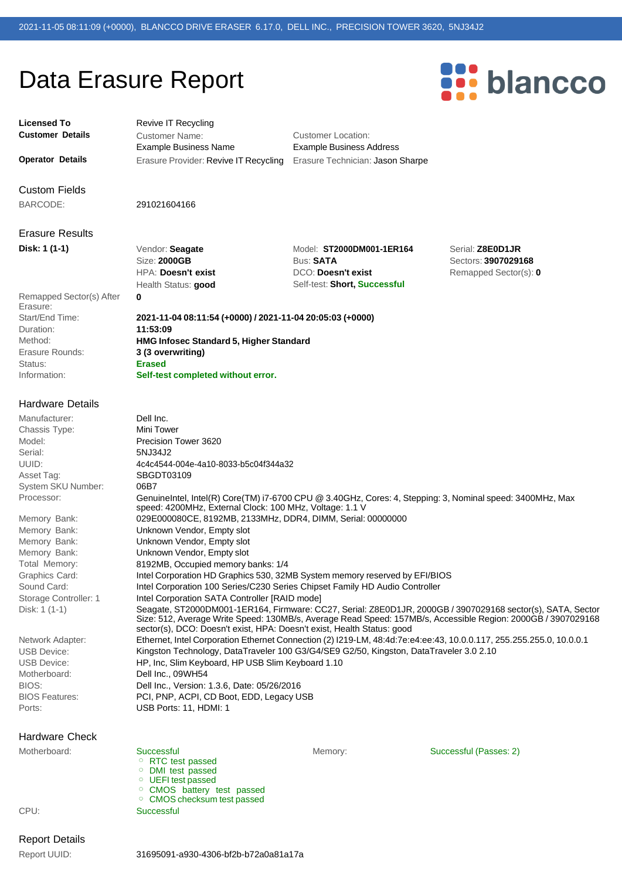2021-11-05 08:11:09 (+0000), BLANCCO DRIVE ERASER 6.17.0, DELL INC., PRECISION TOWER 3620, 5NJ34J2

# Data Erasure Report

blancco

**Licensed To** Revive IT Recycling

**Customer Details**
Customer Name: Example Business Name
Customer Location: Example Business Address

**Operator Details**
Erasure Provider: Revive IT Recycling
Erasure Technician: Jason Sharpe

## Custom Fields

BARCODE: 291021604166

## Erasure Results

**Disk: 1 (1-1)**

| | | |
|---|---|---|
| Vendor: **Seagate** | Model: **ST2000DM001-1ER164** | Serial: **Z8E0D1JR** |
| Size: **2000GB** | Bus: **SATA** | Sectors: **3907029168** |
| HPA: **Doesn't exist** | DCO: **Doesn't exist** | Remapped Sector(s): **0** |
| Health Status: **good** | Self-test: **Short, Successful** | |

| | |
|---|---|
| Remapped Sector(s) After Erasure: | **0** |
| Start/End Time: | **2021-11-04 08:11:54 (+0000) / 2021-11-04 20:05:03 (+0000)** |
| Duration: | **11:53:09** |
| Method: | **HMG Infosec Standard 5, Higher Standard** |
| Erasure Rounds: | **3 (3 overwriting)** |
| Status: | **Erased** |
| Information: | **Self-test completed without error.** |

## Hardware Details

| | |
|---|---|
| Manufacturer: | Dell Inc. |
| Chassis Type: | Mini Tower |
| Model: | Precision Tower 3620 |
| Serial: | 5NJ34J2 |
| UUID: | 4c4c4544-004e-4a10-8033-b5c04f344a32 |
| Asset Tag: | SBGDT03109 |
| System SKU Number: | 06B7 |
| Processor: | GenuineIntel, Intel(R) Core(TM) i7-6700 CPU @ 3.40GHz, Cores: 4, Stepping: 3, Nominal speed: 3400MHz, Max speed: 4200MHz, External Clock: 100 MHz, Voltage: 1.1 V |
| Memory Bank: | 029E000080CE, 8192MB, 2133MHz, DDR4, DIMM, Serial: 00000000 |
| Memory Bank: | Unknown Vendor, Empty slot |
| Memory Bank: | Unknown Vendor, Empty slot |
| Memory Bank: | Unknown Vendor, Empty slot |
| Total Memory: | 8192MB, Occupied memory banks: 1/4 |
| Graphics Card: | Intel Corporation HD Graphics 530, 32MB System memory reserved by EFI/BIOS |
| Sound Card: | Intel Corporation 100 Series/C230 Series Chipset Family HD Audio Controller |
| Storage Controller: 1 | Intel Corporation SATA Controller [RAID mode] |
| Disk: 1 (1-1) | Seagate, ST2000DM001-1ER164, Firmware: CC27, Serial: Z8E0D1JR, 2000GB / 3907029168 sector(s), SATA, Sector Size: 512, Average Write Speed: 130MB/s, Average Read Speed: 157MB/s, Accessible Region: 2000GB / 3907029168 sector(s), DCO: Doesn't exist, HPA: Doesn't exist, Health Status: good |
| Network Adapter: | Ethernet, Intel Corporation Ethernet Connection (2) I219-LM, 48:4d:7e:e4:ee:43, 10.0.0.117, 255.255.255.0, 10.0.0.1 |
| USB Device: | Kingston Technology, DataTraveler 100 G3/G4/SE9 G2/50, Kingston, DataTraveler 3.0 2.10 |
| USB Device: | HP, Inc, Slim Keyboard, HP USB Slim Keyboard 1.10 |
| Motherboard: | Dell Inc., 09WH54 |
| BIOS: | Dell Inc., Version: 1.3.6, Date: 05/26/2016 |
| BIOS Features: | PCI, PNP, ACPI, CD Boot, EDD, Legacy USB |
| Ports: | USB Ports: 11, HDMI: 1 |

## Hardware Check

Motherboard: Successful
- RTC test passed
- DMI test passed
- UEFI test passed
- CMOS battery test passed
- CMOS checksum test passed

Memory: Successful (Passes: 2)

CPU: Successful

## Report Details

Report UUID: 31695091-a930-4306-bf2b-b72a0a81a17a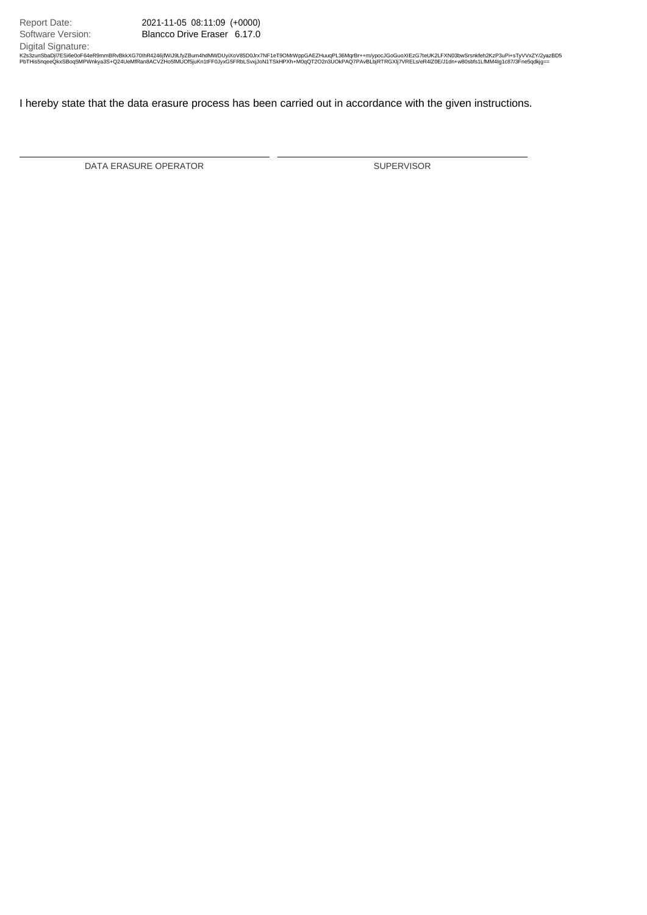Report Date: 2021-11-05 08:11:09 (+0000)

Software Version: **Blancco Drive Eraser 6.17.0**

Digital Signature:

K2s3zunSbaDjl7ESi6e0oF64eR9mmBRvBkkXG70IhR4246jfWiJ9LfyZBum4hdMWDUyiXoV85D0Jrx7NF1eT9OMrWppGAEZHuuqPL36MqrBr++m/ypocJGoGuoXIEzG7teUK2LFXN03bwSrsnkfeh2KzP3uPi+sTyVVxZY/2yazBD5PbTHis5nqeeQkxSBoq5MPWnkya3S+Q24UeMfRan8ACVZHo5fMUOf5juKn1tFF0JyxG5FRbLSvxjJoN1TSkHPXh+M0qQT2O2n3UOkPAQ7PAvBLbjRTRGXlj7VRELs/eR4lZ0E/J1dn+w80sbfs1LfMM4Ig1c87/3Fne5qdkjg==

I hereby state that the data erasure process has been carried out in accordance with the given instructions.

| DATA ERASURE OPERATOR | SUPERVISOR |
| --- | --- |